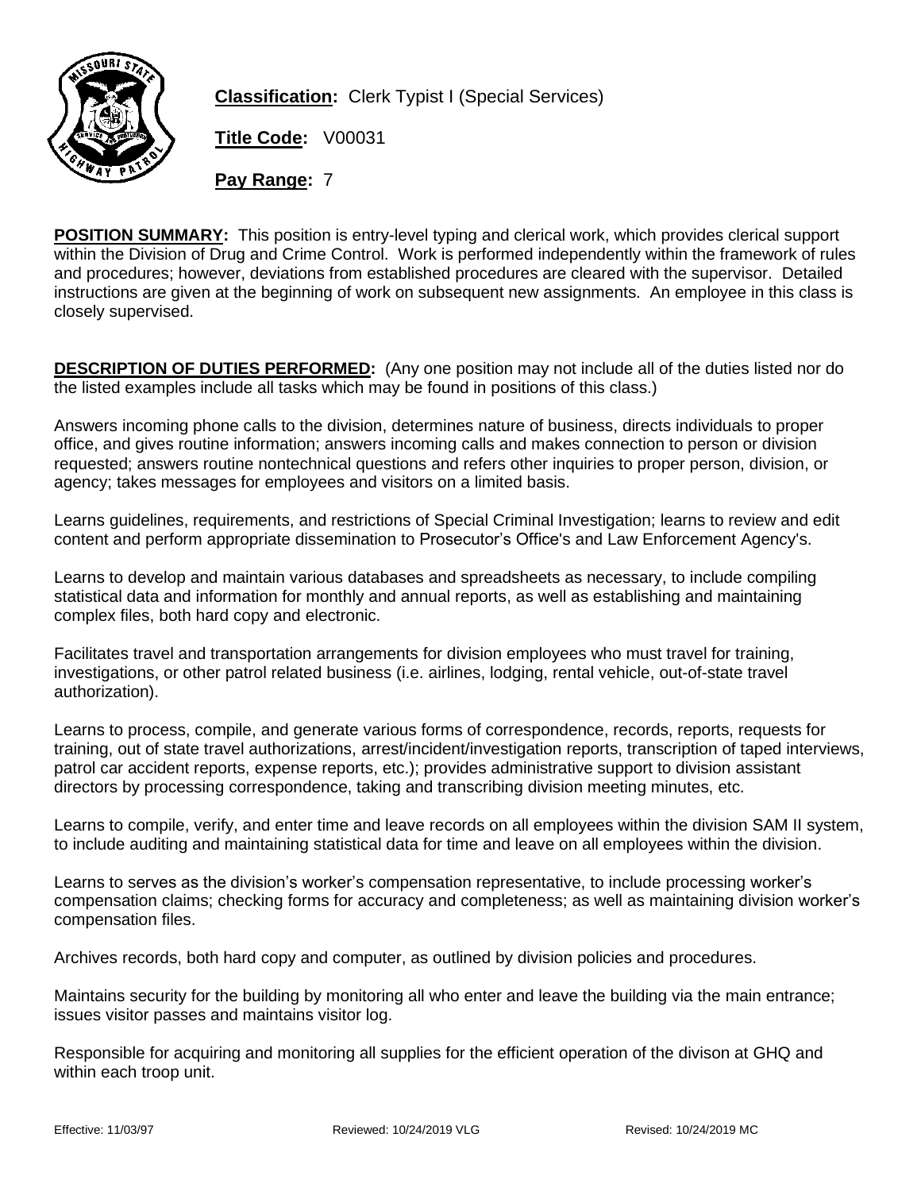**Classification:** Clerk Typist I (Special Services)

**Title Code:** V00031

**Pay Range:** 7

**POSITION SUMMARY:** This position is entry-level typing and clerical work, which provides clerical support within the Division of Drug and Crime Control. Work is performed independently within the framework of rules and procedures; however, deviations from established procedures are cleared with the supervisor. Detailed instructions are given at the beginning of work on subsequent new assignments. An employee in this class is closely supervised.

**DESCRIPTION OF DUTIES PERFORMED:** (Any one position may not include all of the duties listed nor do the listed examples include all tasks which may be found in positions of this class.)

Answers incoming phone calls to the division, determines nature of business, directs individuals to proper office, and gives routine information; answers incoming calls and makes connection to person or division requested; answers routine nontechnical questions and refers other inquiries to proper person, division, or agency; takes messages for employees and visitors on a limited basis.

Learns guidelines, requirements, and restrictions of Special Criminal Investigation; learns to review and edit content and perform appropriate dissemination to Prosecutor's Office's and Law Enforcement Agency's.

Learns to develop and maintain various databases and spreadsheets as necessary, to include compiling statistical data and information for monthly and annual reports, as well as establishing and maintaining complex files, both hard copy and electronic.

Facilitates travel and transportation arrangements for division employees who must travel for training, investigations, or other patrol related business (i.e. airlines, lodging, rental vehicle, out-of-state travel authorization).

Learns to process, compile, and generate various forms of correspondence, records, reports, requests for training, out of state travel authorizations, arrest/incident/investigation reports, transcription of taped interviews, patrol car accident reports, expense reports, etc.); provides administrative support to division assistant directors by processing correspondence, taking and transcribing division meeting minutes, etc.

Learns to compile, verify, and enter time and leave records on all employees within the division SAM II system, to include auditing and maintaining statistical data for time and leave on all employees within the division.

Learns to serves as the division's worker's compensation representative, to include processing worker's compensation claims; checking forms for accuracy and completeness; as well as maintaining division worker's compensation files.

Archives records, both hard copy and computer, as outlined by division policies and procedures.

Maintains security for the building by monitoring all who enter and leave the building via the main entrance; issues visitor passes and maintains visitor log.

Responsible for acquiring and monitoring all supplies for the efficient operation of the divison at GHQ and within each troop unit.

Effective: 11/03/97 Reviewed: 10/24/2019 VLG Revised: 10/24/2019 MC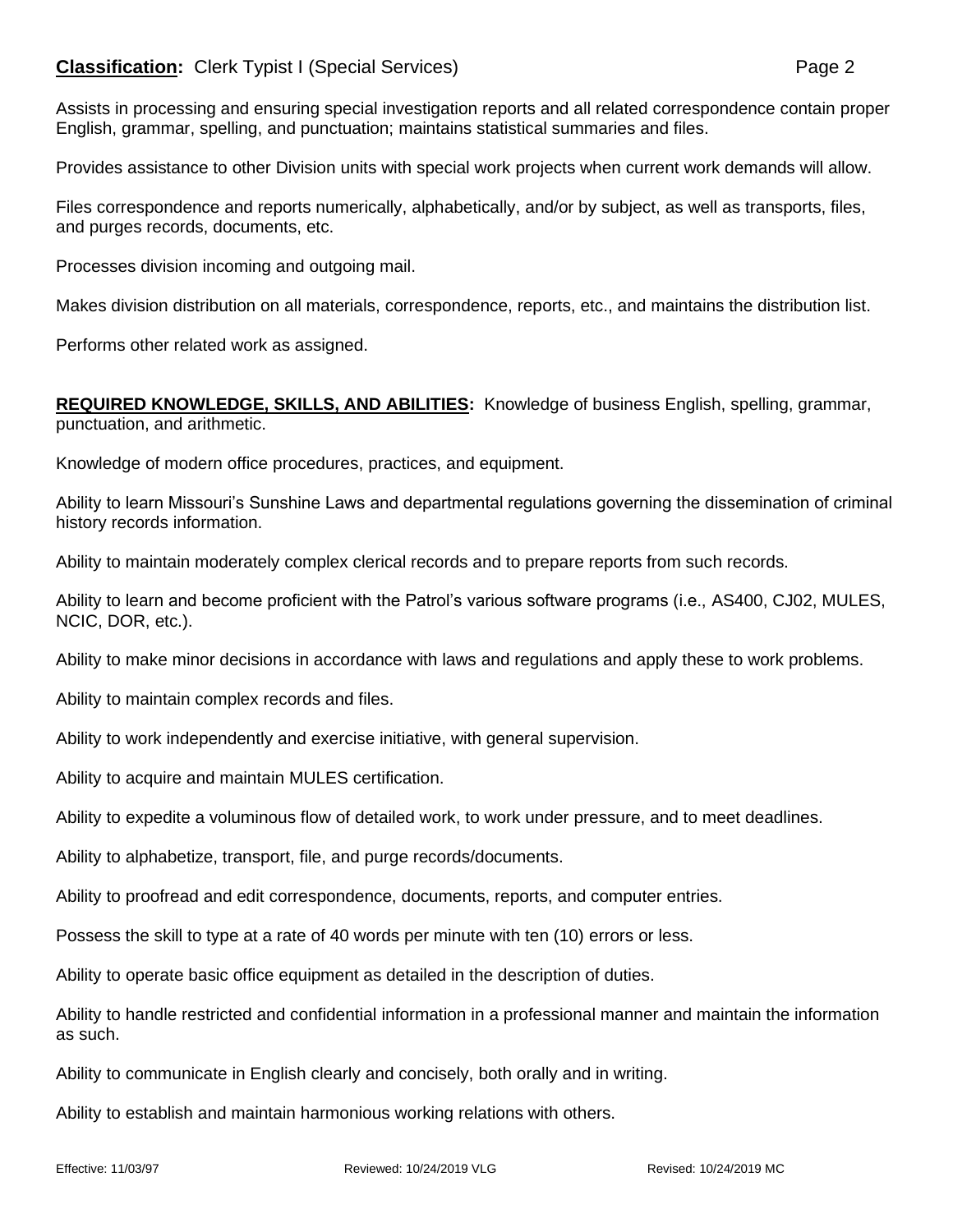Assists in processing and ensuring special investigation reports and all related correspondence contain proper English, grammar, spelling, and punctuation; maintains statistical summaries and files.

Provides assistance to other Division units with special work projects when current work demands will allow.

Files correspondence and reports numerically, alphabetically, and/or by subject, as well as transports, files, and purges records, documents, etc.

Processes division incoming and outgoing mail.

Makes division distribution on all materials, correspondence, reports, etc., and maintains the distribution list.

Performs other related work as assigned.

**REQUIRED KNOWLEDGE, SKILLS, AND ABILITIES:** Knowledge of business English, spelling, grammar, punctuation, and arithmetic.

Knowledge of modern office procedures, practices, and equipment.

Ability to learn Missouri's Sunshine Laws and departmental regulations governing the dissemination of criminal history records information.

Ability to maintain moderately complex clerical records and to prepare reports from such records.

Ability to learn and become proficient with the Patrol's various software programs (i.e., AS400, CJ02, MULES, NCIC, DOR, etc.).

Ability to make minor decisions in accordance with laws and regulations and apply these to work problems.

Ability to maintain complex records and files.

Ability to work independently and exercise initiative, with general supervision.

Ability to acquire and maintain MULES certification.

Ability to expedite a voluminous flow of detailed work, to work under pressure, and to meet deadlines.

Ability to alphabetize, transport, file, and purge records/documents.

Ability to proofread and edit correspondence, documents, reports, and computer entries.

Possess the skill to type at a rate of 40 words per minute with ten (10) errors or less.

Ability to operate basic office equipment as detailed in the description of duties.

Ability to handle restricted and confidential information in a professional manner and maintain the information as such.

Ability to communicate in English clearly and concisely, both orally and in writing.

Ability to establish and maintain harmonious working relations with others.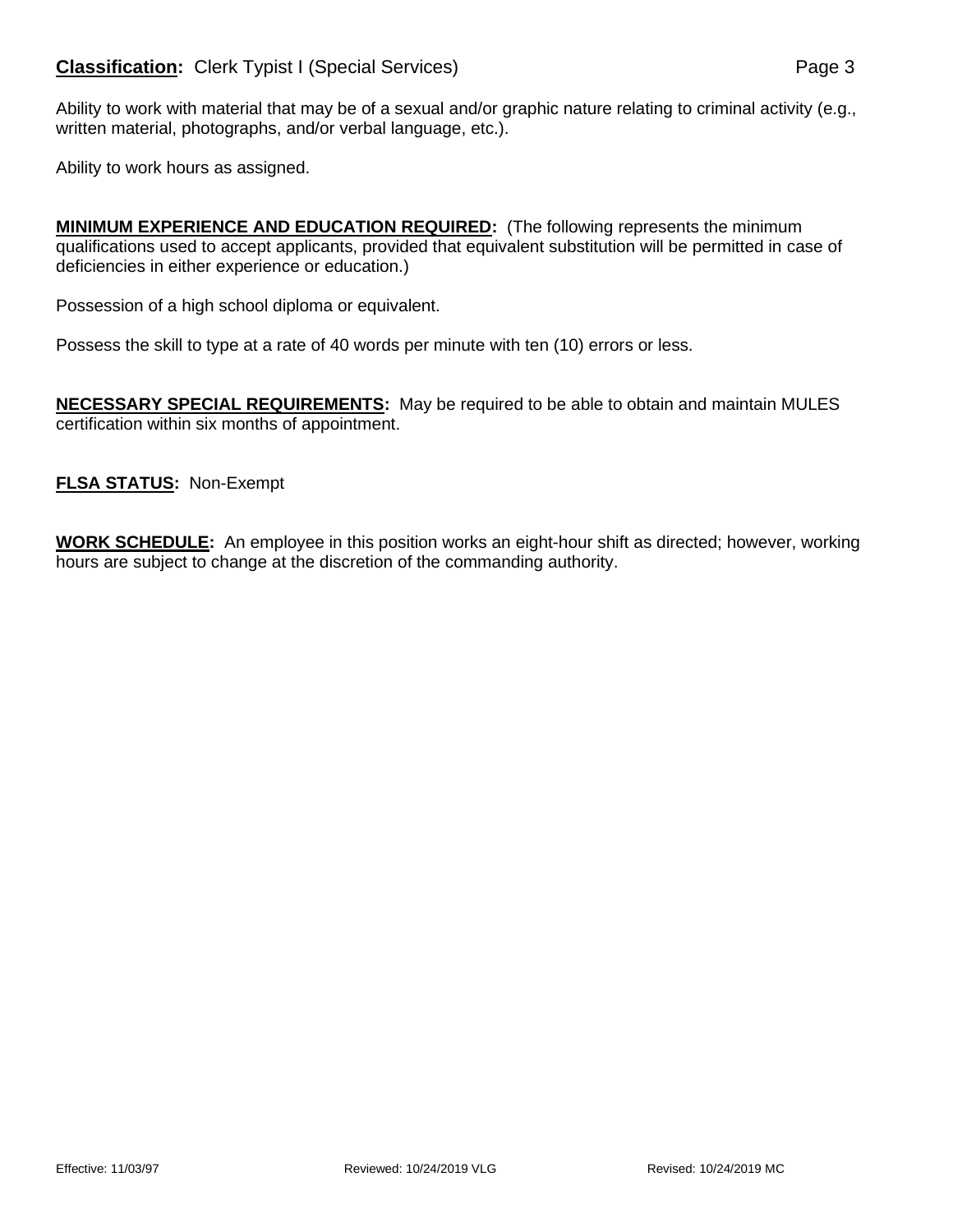Ability to work with material that may be of a sexual and/or graphic nature relating to criminal activity (e.g., written material, photographs, and/or verbal language, etc.).

Ability to work hours as assigned.

**MINIMUM EXPERIENCE AND EDUCATION REQUIRED:** (The following represents the minimum qualifications used to accept applicants, provided that equivalent substitution will be permitted in case of deficiencies in either experience or education.)

Possession of a high school diploma or equivalent.

Possess the skill to type at a rate of 40 words per minute with ten (10) errors or less.

**NECESSARY SPECIAL REQUIREMENTS:** May be required to be able to obtain and maintain MULES certification within six months of appointment.

**FLSA STATUS:** Non-Exempt

**WORK SCHEDULE:** An employee in this position works an eight-hour shift as directed; however, working hours are subject to change at the discretion of the commanding authority.